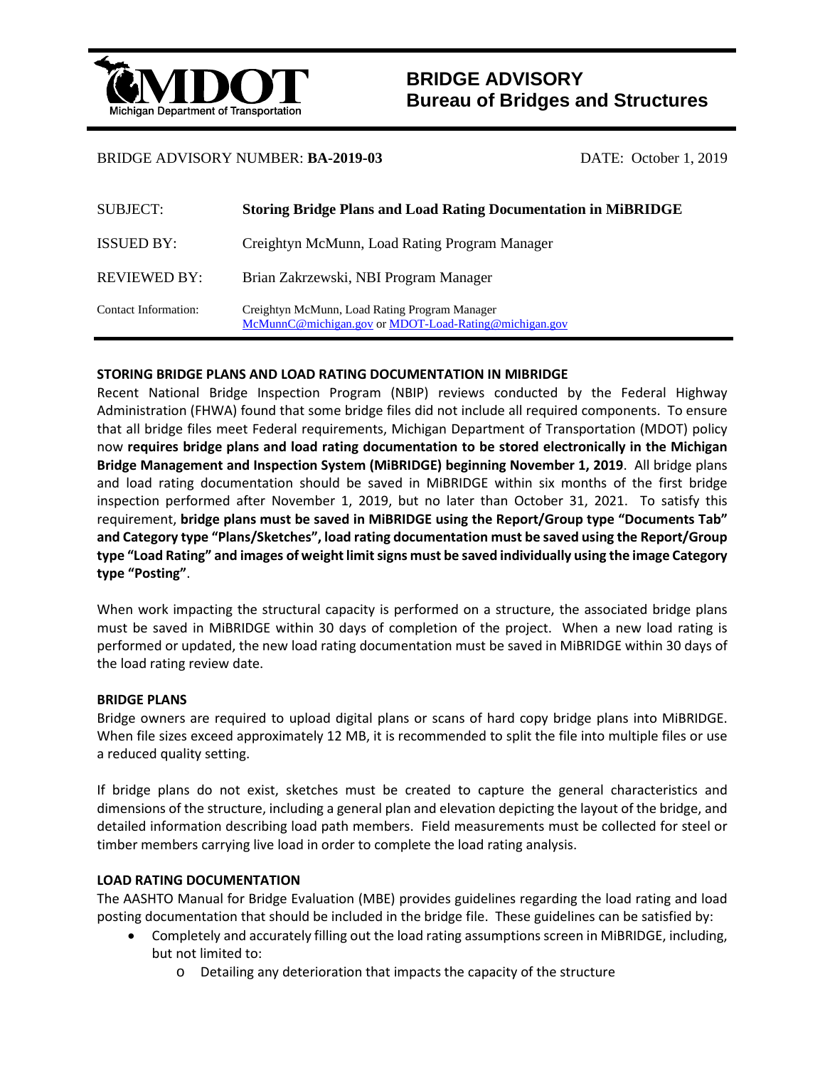# BRIDGE ADVISORY
## Bureau of Bridges and Structures

BRIDGE ADVISORY NUMBER: **BA-2019-03** DATE: October 1, 2019

| | |
|---|---|
| SUBJECT: | **Storing Bridge Plans and Load Rating Documentation in MiBRIDGE** |
| ISSUED BY: | Creightyn McMunn, Load Rating Program Manager |
| REVIEWED BY: | Brian Zakrzewski, NBI Program Manager |
| Contact Information: | Creightyn McMunn, Load Rating Program Manager<br>McMunnC@michigan.gov or MDOT-Load-Rating@michigan.gov |

**STORING BRIDGE PLANS AND LOAD RATING DOCUMENTATION IN MIBRIDGE**

Recent National Bridge Inspection Program (NBIP) reviews conducted by the Federal Highway Administration (FHWA) found that some bridge files did not include all required components. To ensure that all bridge files meet Federal requirements, Michigan Department of Transportation (MDOT) policy now **requires bridge plans and load rating documentation to be stored electronically in the Michigan Bridge Management and Inspection System (MiBRIDGE) beginning November 1, 2019**. All bridge plans and load rating documentation should be saved in MiBRIDGE within six months of the first bridge inspection performed after November 1, 2019, but no later than October 31, 2021. To satisfy this requirement, **bridge plans must be saved in MiBRIDGE using the Report/Group type "Documents Tab" and Category type "Plans/Sketches", load rating documentation must be saved using the Report/Group type "Load Rating" and images of weight limit signs must be saved individually using the image Category type "Posting"**.

When work impacting the structural capacity is performed on a structure, the associated bridge plans must be saved in MiBRIDGE within 30 days of completion of the project. When a new load rating is performed or updated, the new load rating documentation must be saved in MiBRIDGE within 30 days of the load rating review date.

**BRIDGE PLANS**

Bridge owners are required to upload digital plans or scans of hard copy bridge plans into MiBRIDGE. When file sizes exceed approximately 12 MB, it is recommended to split the file into multiple files or use a reduced quality setting.

If bridge plans do not exist, sketches must be created to capture the general characteristics and dimensions of the structure, including a general plan and elevation depicting the layout of the bridge, and detailed information describing load path members. Field measurements must be collected for steel or timber members carrying live load in order to complete the load rating analysis.

**LOAD RATING DOCUMENTATION**

The AASHTO Manual for Bridge Evaluation (MBE) provides guidelines regarding the load rating and load posting documentation that should be included in the bridge file. These guidelines can be satisfied by:

- Completely and accurately filling out the load rating assumptions screen in MiBRIDGE, including, but not limited to:
  - Detailing any deterioration that impacts the capacity of the structure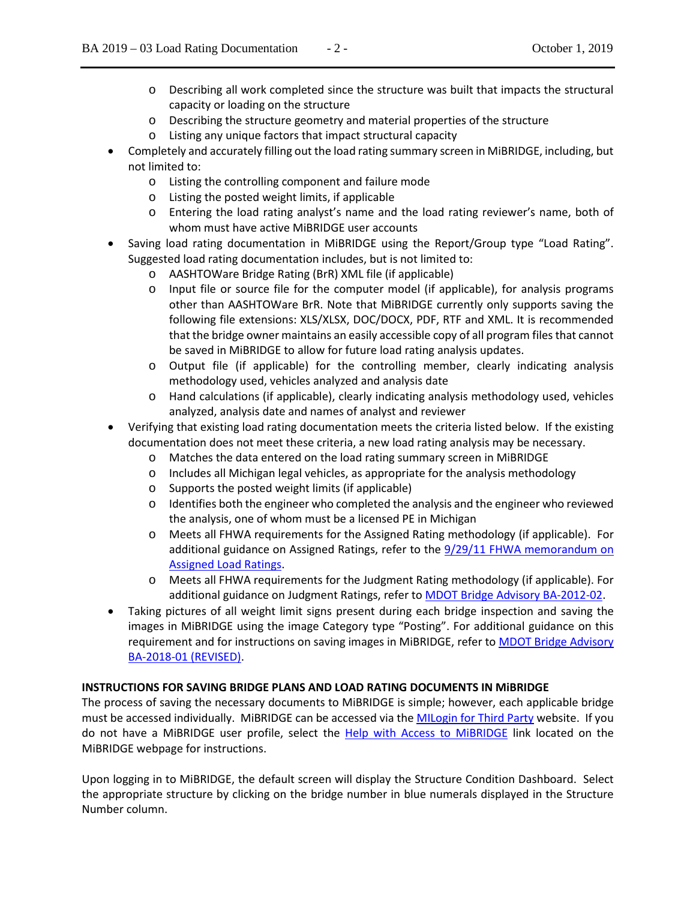- Describing all work completed since the structure was built that impacts the structural capacity or loading on the structure
  - Describing the structure geometry and material properties of the structure
  - Listing any unique factors that impact structural capacity
- Completely and accurately filling out the load rating summary screen in MiBRIDGE, including, but not limited to:
  - Listing the controlling component and failure mode
  - Listing the posted weight limits, if applicable
  - Entering the load rating analyst's name and the load rating reviewer's name, both of whom must have active MiBRIDGE user accounts
- Saving load rating documentation in MiBRIDGE using the Report/Group type "Load Rating". Suggested load rating documentation includes, but is not limited to:
  - AASHTOWare Bridge Rating (BrR) XML file (if applicable)
  - Input file or source file for the computer model (if applicable), for analysis programs other than AASHTOWare BrR. Note that MiBRIDGE currently only supports saving the following file extensions: XLS/XLSX, DOC/DOCX, PDF, RTF and XML. It is recommended that the bridge owner maintains an easily accessible copy of all program files that cannot be saved in MiBRIDGE to allow for future load rating analysis updates.
  - Output file (if applicable) for the controlling member, clearly indicating analysis methodology used, vehicles analyzed and analysis date
  - Hand calculations (if applicable), clearly indicating analysis methodology used, vehicles analyzed, analysis date and names of analyst and reviewer
- Verifying that existing load rating documentation meets the criteria listed below. If the existing documentation does not meet these criteria, a new load rating analysis may be necessary.
  - Matches the data entered on the load rating summary screen in MiBRIDGE
  - Includes all Michigan legal vehicles, as appropriate for the analysis methodology
  - Supports the posted weight limits (if applicable)
  - Identifies both the engineer who completed the analysis and the engineer who reviewed the analysis, one of whom must be a licensed PE in Michigan
  - Meets all FHWA requirements for the Assigned Rating methodology (if applicable). For additional guidance on Assigned Ratings, refer to the 9/29/11 FHWA memorandum on Assigned Load Ratings.
  - Meets all FHWA requirements for the Judgment Rating methodology (if applicable). For additional guidance on Judgment Ratings, refer to MDOT Bridge Advisory BA-2012-02.
- Taking pictures of all weight limit signs present during each bridge inspection and saving the images in MiBRIDGE using the image Category type "Posting". For additional guidance on this requirement and for instructions on saving images in MiBRIDGE, refer to MDOT Bridge Advisory BA-2018-01 (REVISED).

**INSTRUCTIONS FOR SAVING BRIDGE PLANS AND LOAD RATING DOCUMENTS IN MiBRIDGE**

The process of saving the necessary documents to MiBRIDGE is simple; however, each applicable bridge must be accessed individually. MiBRIDGE can be accessed via the MILogin for Third Party website. If you do not have a MiBRIDGE user profile, select the Help with Access to MiBRIDGE link located on the MiBRIDGE webpage for instructions.

Upon logging in to MiBRIDGE, the default screen will display the Structure Condition Dashboard. Select the appropriate structure by clicking on the bridge number in blue numerals displayed in the Structure Number column.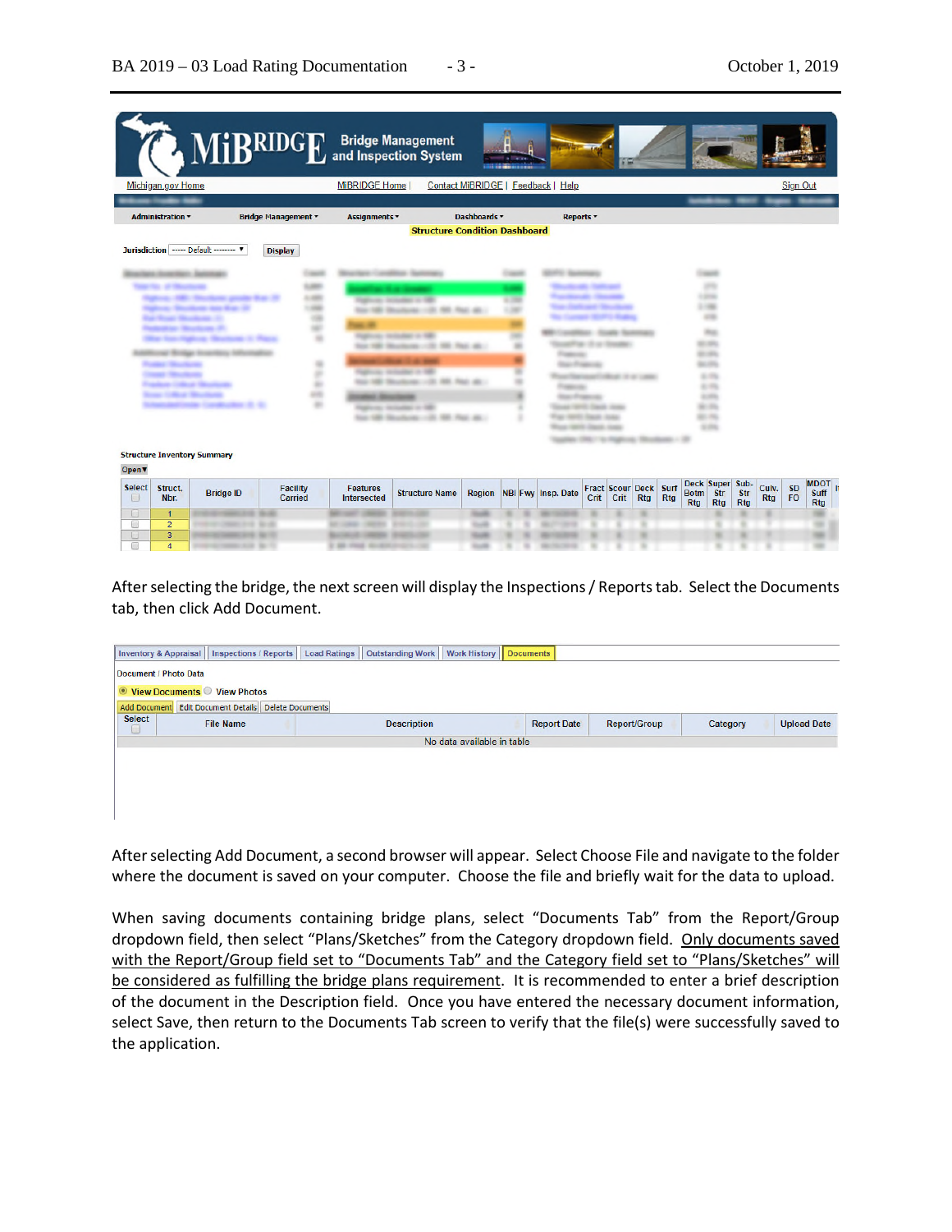After selecting the bridge, the next screen will display the Inspections / Reports tab. Select the Documents tab, then click Add Document.

After selecting Add Document, a second browser will appear. Select Choose File and navigate to the folder where the document is saved on your computer. Choose the file and briefly wait for the data to upload.

When saving documents containing bridge plans, select "Documents Tab" from the Report/Group dropdown field, then select "Plans/Sketches" from the Category dropdown field. Only documents saved with the Report/Group field set to "Documents Tab" and the Category field set to "Plans/Sketches" will be considered as fulfilling the bridge plans requirement. It is recommended to enter a brief description of the document in the Description field. Once you have entered the necessary document information, select Save, then return to the Documents Tab screen to verify that the file(s) were successfully saved to the application.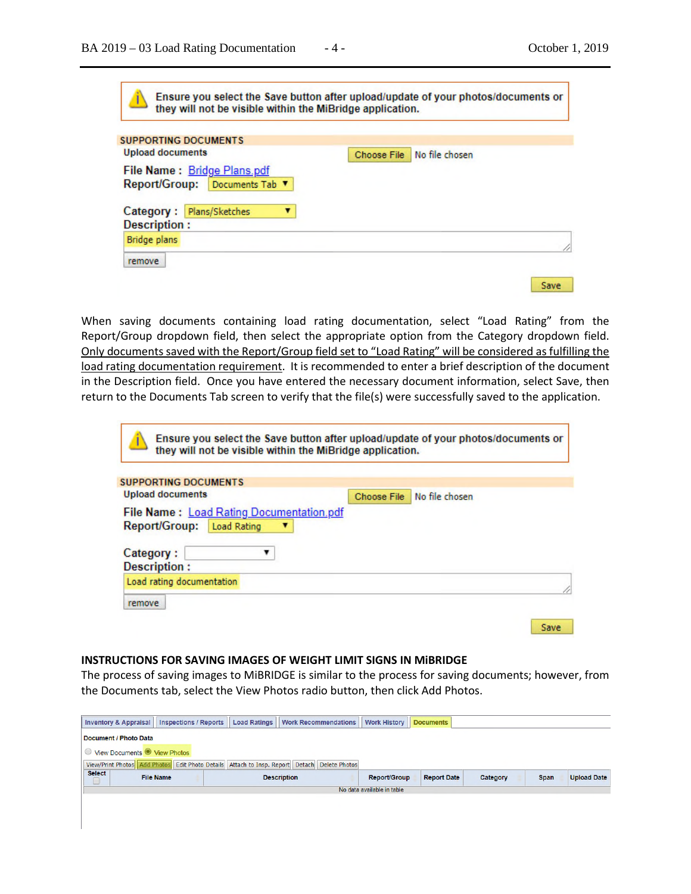> Ensure you select the Save button after upload/update of your photos/documents or they will not be visible within the MiBridge application.

**SUPPORTING DOCUMENTS**

Upload documents — Choose File — No file chosen

File Name : Bridge Plans.pdf
Report/Group: Documents Tab
Category : Plans/Sketches
Description :
Bridge plans

remove

Save

When saving documents containing load rating documentation, select “Load Rating” from the Report/Group dropdown field, then select the appropriate option from the Category dropdown field. Only documents saved with the Report/Group field set to “Load Rating” will be considered as fulfilling the load rating documentation requirement. It is recommended to enter a brief description of the document in the Description field. Once you have entered the necessary document information, select Save, then return to the Documents Tab screen to verify that the file(s) were successfully saved to the application.

> Ensure you select the Save button after upload/update of your photos/documents or they will not be visible within the MiBridge application.

**SUPPORTING DOCUMENTS**

Upload documents — Choose File — No file chosen

File Name : Load Rating Documentation.pdf
Report/Group: Load Rating
Category :
Description :
Load rating documentation

remove

Save

**INSTRUCTIONS FOR SAVING IMAGES OF WEIGHT LIMIT SIGNS IN MiBRIDGE**

The process of saving images to MiBRIDGE is similar to the process for saving documents; however, from the Documents tab, select the View Photos radio button, then click Add Photos.

Inventory & Appraisal | Inspections / Reports | Load Ratings | Work Recommendations | Work History | Documents

Document / Photo Data

View Documents ◉ View Photos

View/Print Photos | Add Photos | Edit Photo Details | Attach to Insp. Report | Detach | Delete Photos

| Select | File Name | Description | Report/Group | Report Date | Category | Span | Upload Date |
|---|---|---|---|---|---|---|---|
| No data available in table | | | | | | | |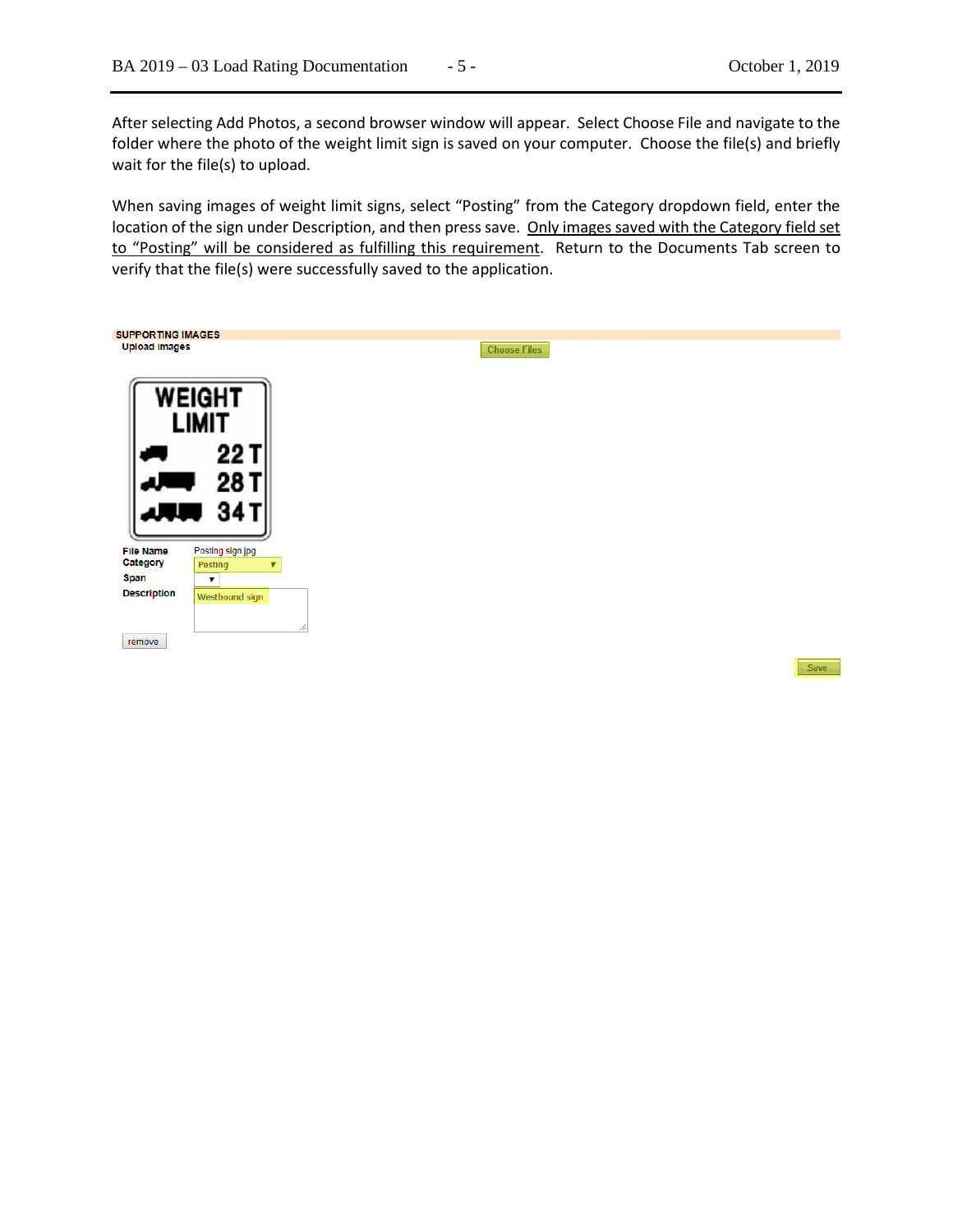After selecting Add Photos, a second browser window will appear. Select Choose File and navigate to the folder where the photo of the weight limit sign is saved on your computer. Choose the file(s) and briefly wait for the file(s) to upload.

When saving images of weight limit signs, select "Posting" from the Category dropdown field, enter the location of the sign under Description, and then press save. <u>Only images saved with the Category field set to "Posting" will be considered as fulfilling this requirement</u>. Return to the Documents Tab screen to verify that the file(s) were successfully saved to the application.

SUPPORTING IMAGES

Upload Images

Choose Files

WEIGHT LIMIT

22 T

28 T

34 T

File Name Posting sign.jpg

Category Posting

Span

Description Westbound sign

remove

Save